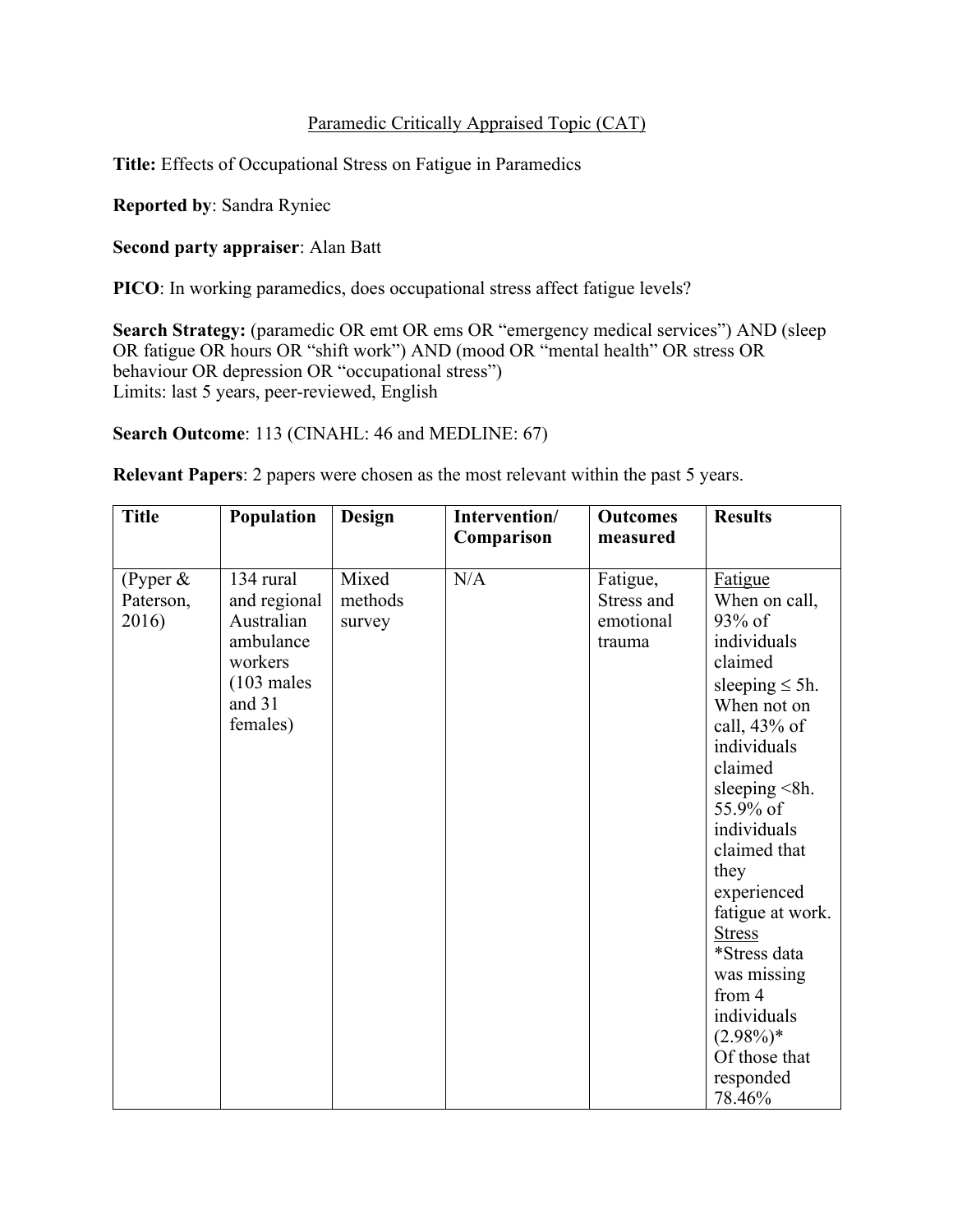# Paramedic Critically Appraised Topic (CAT)

**Title:** Effects of Occupational Stress on Fatigue in Paramedics

**Reported by**: Sandra Ryniec

**Second party appraiser**: Alan Batt

**PICO**: In working paramedics, does occupational stress affect fatigue levels?

**Search Strategy:** (paramedic OR emt OR ems OR "emergency medical services") AND (sleep OR fatigue OR hours OR "shift work") AND (mood OR "mental health" OR stress OR behaviour OR depression OR "occupational stress")
Limits: last 5 years, peer-reviewed, English

**Search Outcome**: 113 (CINAHL: 46 and MEDLINE: 67)

**Relevant Papers**: 2 papers were chosen as the most relevant within the past 5 years.

| Title | Population | Design | Intervention/ Comparison | Outcomes measured | Results |
|---|---|---|---|---|---|
| (Pyper & Paterson, 2016) | 134 rural and regional Australian ambulance workers (103 males and 31 females) | Mixed methods survey | N/A | Fatigue, Stress and emotional trauma | <u>Fatigue</u> When on call, 93% of individuals claimed sleeping ≤ 5h. When not on call, 43% of individuals claimed sleeping <8h. 55.9% of individuals claimed that they experienced fatigue at work. <u>Stress</u> *Stress data was missing from 4 individuals (2.98%)* Of those that responded 78.46% |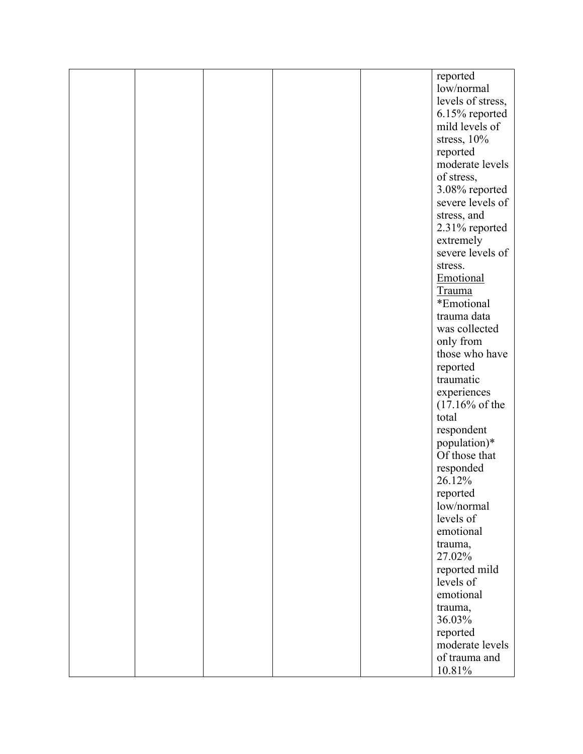| | | | | | |
|---|---|---|---|---|---|
| | | | | | reported low/normal levels of stress, 6.15% reported mild levels of stress, 10% reported moderate levels of stress, 3.08% reported severe levels of stress, and 2.31% reported extremely severe levels of stress.<br><u>Emotional Trauma</u><br>*Emotional trauma data was collected only from those who have reported traumatic experiences (17.16% of the total respondent population)*<br>Of those that responded 26.12% reported low/normal levels of emotional trauma, 27.02% reported mild levels of emotional trauma, 36.03% reported moderate levels of trauma and 10.81% |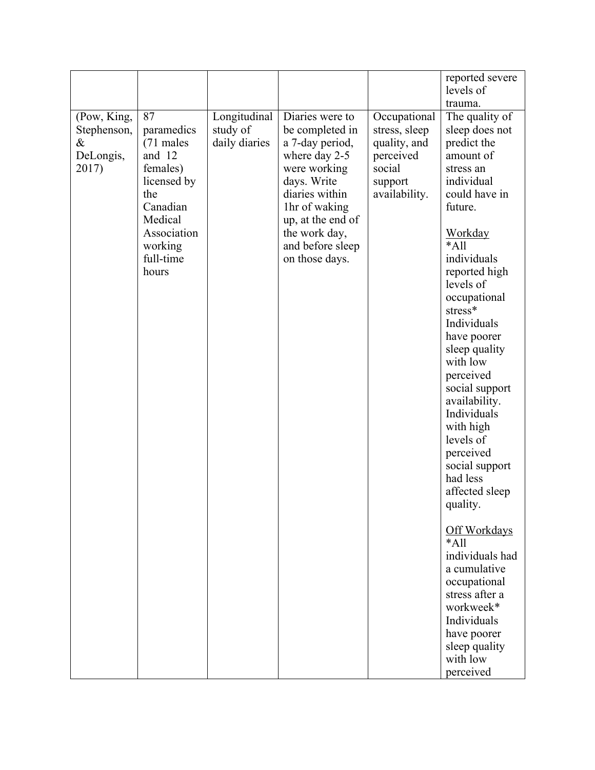| | | | | | |
|---|---|---|---|---|---|
| | | | | | reported severe levels of trauma. |
| (Pow, King, Stephenson, & DeLongis, 2017) | 87 paramedics (71 males and 12 females) licensed by the Canadian Medical Association working full-time hours | Longitudinal study of daily diaries | Diaries were to be completed in a 7-day period, where day 2-5 were working days. Write diaries within 1hr of waking up, at the end of the work day, and before sleep on those days. | Occupational stress, sleep quality, and perceived social support availability. | The quality of sleep does not predict the amount of stress an individual could have in future.<br><br><u>Workday</u><br>*All individuals reported high levels of occupational stress*<br>Individuals have poorer sleep quality with low perceived social support availability.<br>Individuals with high levels of perceived social support had less affected sleep quality.<br><br><u>Off Workdays</u><br>*All individuals had a cumulative occupational stress after a workweek*<br>Individuals have poorer sleep quality with low perceived |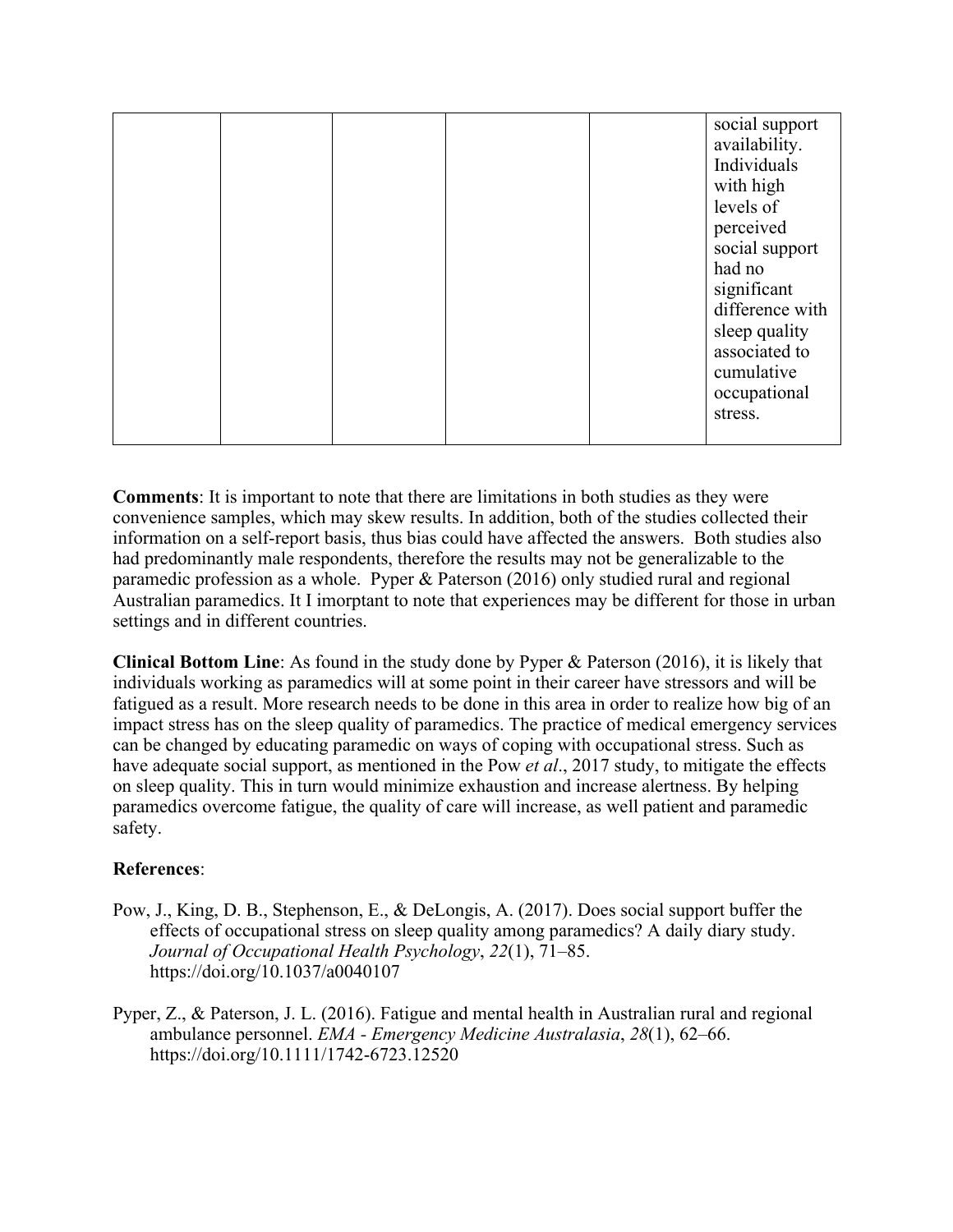| | | | | | |
|---|---|---|---|---|---|
| | | | | | social support availability. Individuals with high levels of perceived social support had no significant difference with sleep quality associated to cumulative occupational stress. |

**Comments**: It is important to note that there are limitations in both studies as they were convenience samples, which may skew results. In addition, both of the studies collected their information on a self-report basis, thus bias could have affected the answers. Both studies also had predominantly male respondents, therefore the results may not be generalizable to the paramedic profession as a whole. Pyper & Paterson (2016) only studied rural and regional Australian paramedics. It I imorptant to note that experiences may be different for those in urban settings and in different countries.

**Clinical Bottom Line**: As found in the study done by Pyper & Paterson (2016), it is likely that individuals working as paramedics will at some point in their career have stressors and will be fatigued as a result. More research needs to be done in this area in order to realize how big of an impact stress has on the sleep quality of paramedics. The practice of medical emergency services can be changed by educating paramedic on ways of coping with occupational stress. Such as have adequate social support, as mentioned in the Pow *et al*., 2017 study, to mitigate the effects on sleep quality. This in turn would minimize exhaustion and increase alertness. By helping paramedics overcome fatigue, the quality of care will increase, as well patient and paramedic safety.

**References**:

Pow, J., King, D. B., Stephenson, E., & DeLongis, A. (2017). Does social support buffer the effects of occupational stress on sleep quality among paramedics? A daily diary study. *Journal of Occupational Health Psychology*, *22*(1), 71–85. https://doi.org/10.1037/a0040107

Pyper, Z., & Paterson, J. L. (2016). Fatigue and mental health in Australian rural and regional ambulance personnel. *EMA - Emergency Medicine Australasia*, *28*(1), 62–66. https://doi.org/10.1111/1742-6723.12520